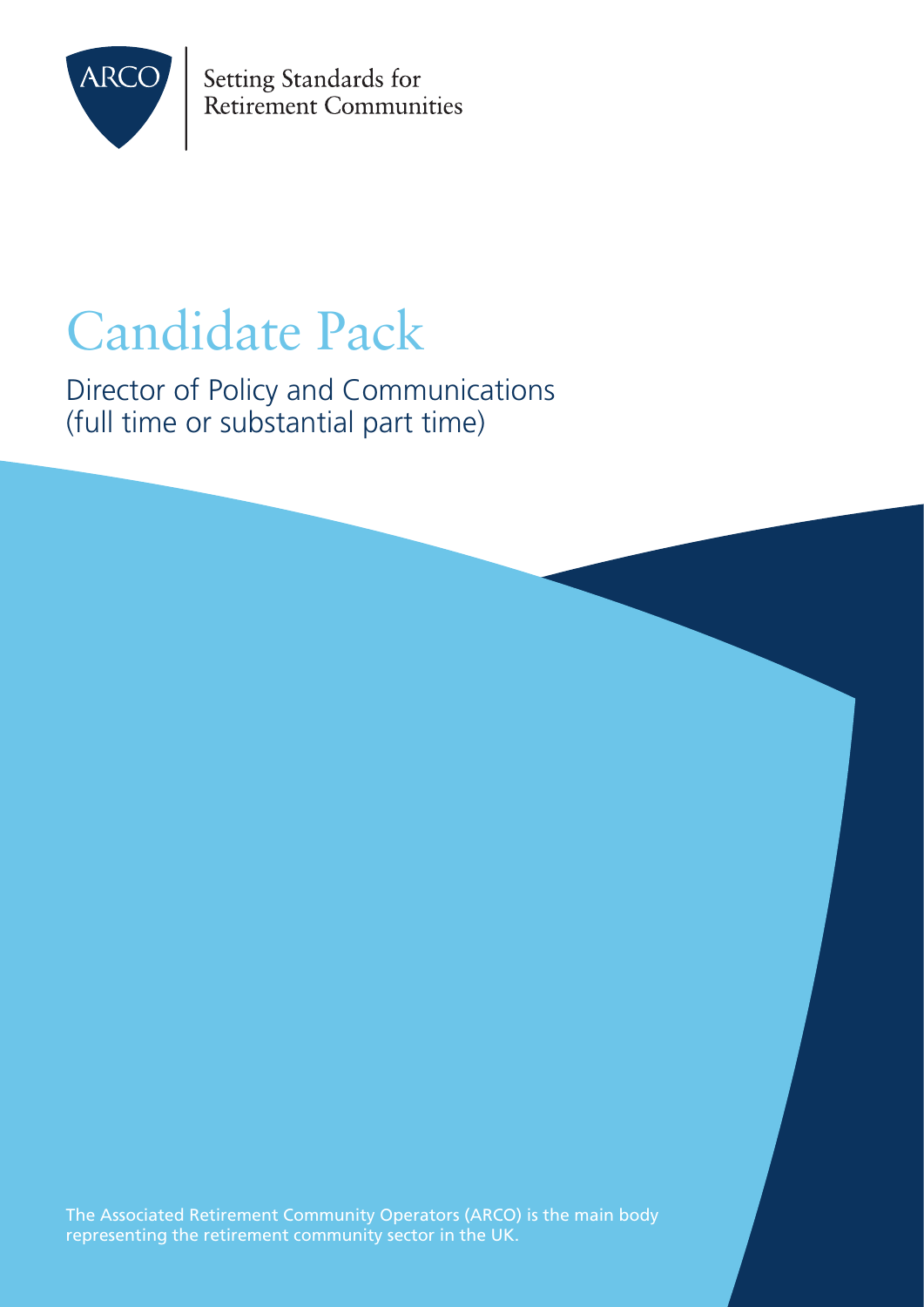ARCO

Setting Standards for Retirement Communities

# Candidate Pack

## Director of Policy and Communications (full time or substantial part time)

The Associated Retirement Community Operators (ARCO) is the main body representing the retirement community sector in the UK.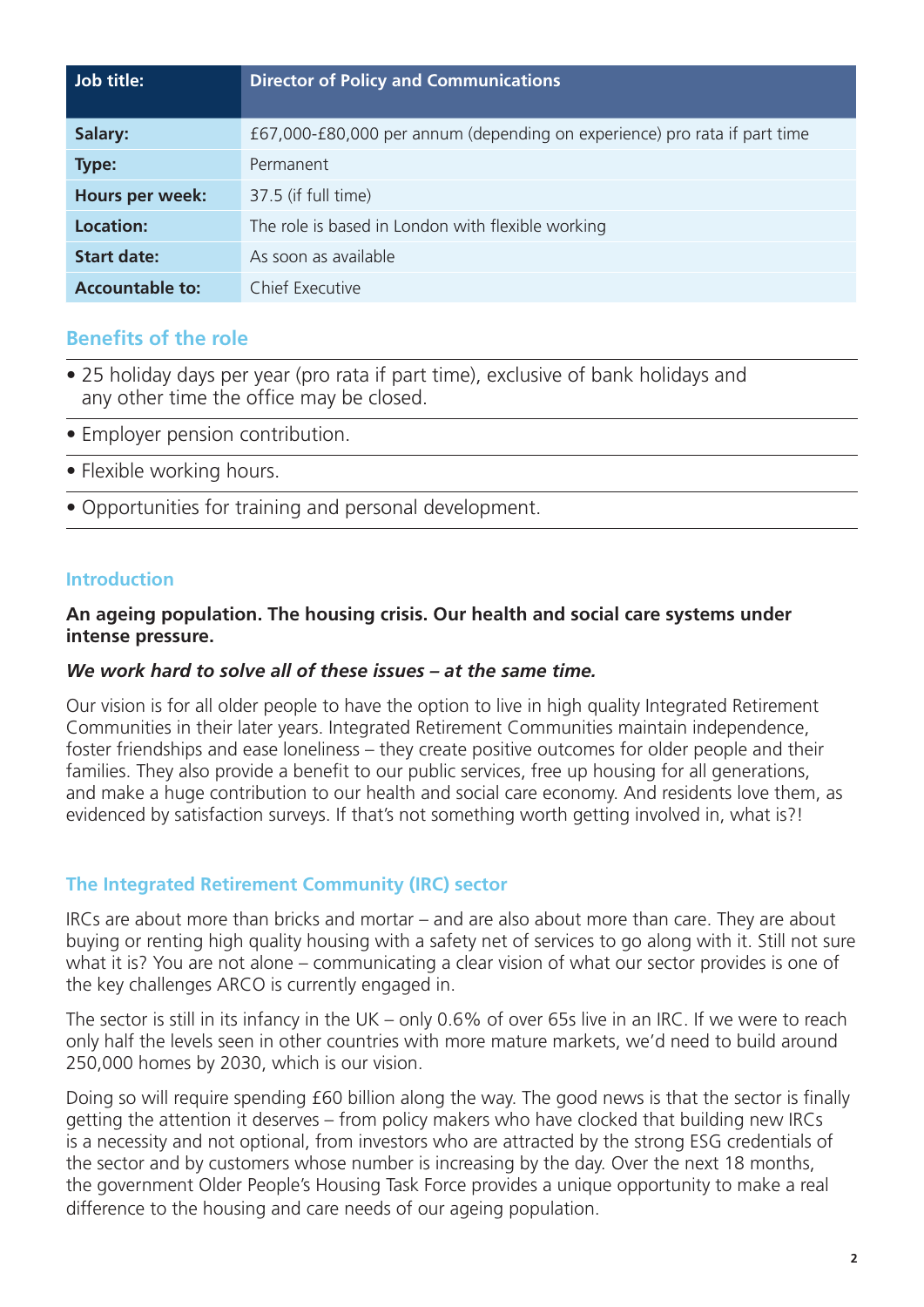| Job title: | Director of Policy and Communications |
|---|---|
| **Salary:** | £67,000-£80,000 per annum (depending on experience) pro rata if part time |
| **Type:** | Permanent |
| **Hours per week:** | 37.5 (if full time) |
| **Location:** | The role is based in London with flexible working |
| **Start date:** | As soon as available |
| **Accountable to:** | Chief Executive |

## Benefits of the role

- 25 holiday days per year (pro rata if part time), exclusive of bank holidays and any other time the office may be closed.
- Employer pension contribution.
- Flexible working hours.
- Opportunities for training and personal development.

## Introduction

**An ageing population. The housing crisis. Our health and social care systems under intense pressure.**

***We work hard to solve all of these issues – at the same time.***

Our vision is for all older people to have the option to live in high quality Integrated Retirement Communities in their later years. Integrated Retirement Communities maintain independence, foster friendships and ease loneliness – they create positive outcomes for older people and their families. They also provide a benefit to our public services, free up housing for all generations, and make a huge contribution to our health and social care economy. And residents love them, as evidenced by satisfaction surveys. If that's not something worth getting involved in, what is?!

## The Integrated Retirement Community (IRC) sector

IRCs are about more than bricks and mortar – and are also about more than care. They are about buying or renting high quality housing with a safety net of services to go along with it. Still not sure what it is? You are not alone – communicating a clear vision of what our sector provides is one of the key challenges ARCO is currently engaged in.

The sector is still in its infancy in the UK – only 0.6% of over 65s live in an IRC. If we were to reach only half the levels seen in other countries with more mature markets, we'd need to build around 250,000 homes by 2030, which is our vision.

Doing so will require spending £60 billion along the way. The good news is that the sector is finally getting the attention it deserves – from policy makers who have clocked that building new IRCs is a necessity and not optional, from investors who are attracted by the strong ESG credentials of the sector and by customers whose number is increasing by the day. Over the next 18 months, the government Older People's Housing Task Force provides a unique opportunity to make a real difference to the housing and care needs of our ageing population.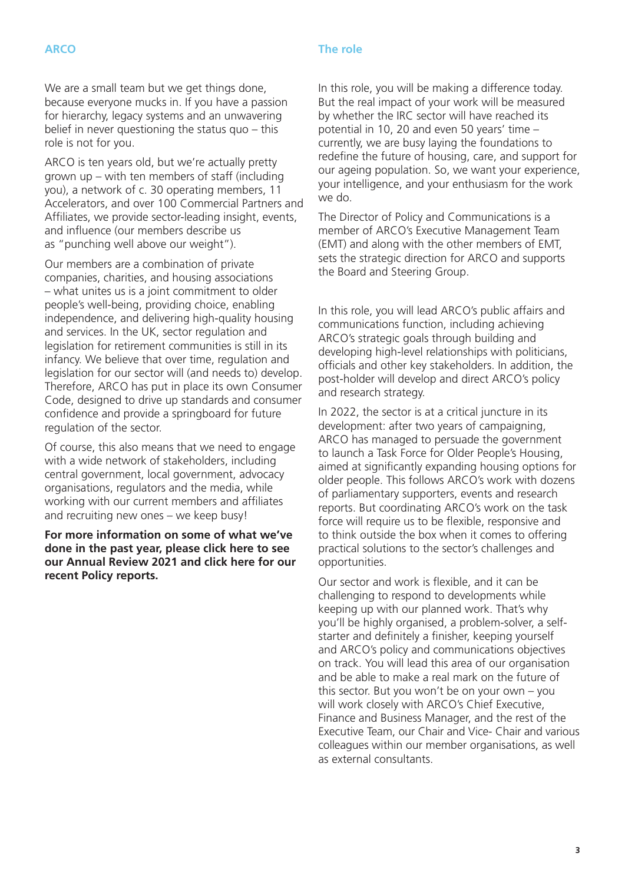## ARCO

We are a small team but we get things done, because everyone mucks in. If you have a passion for hierarchy, legacy systems and an unwavering belief in never questioning the status quo – this role is not for you.

ARCO is ten years old, but we're actually pretty grown up – with ten members of staff (including you), a network of c. 30 operating members, 11 Accelerators, and over 100 Commercial Partners and Affiliates, we provide sector-leading insight, events, and influence (our members describe us as "punching well above our weight").

Our members are a combination of private companies, charities, and housing associations – what unites us is a joint commitment to older people's well-being, providing choice, enabling independence, and delivering high-quality housing and services. In the UK, sector regulation and legislation for retirement communities is still in its infancy. We believe that over time, regulation and legislation for our sector will (and needs to) develop. Therefore, ARCO has put in place its own Consumer Code, designed to drive up standards and consumer confidence and provide a springboard for future regulation of the sector.

Of course, this also means that we need to engage with a wide network of stakeholders, including central government, local government, advocacy organisations, regulators and the media, while working with our current members and affiliates and recruiting new ones – we keep busy!

**For more information on some of what we've done in the past year, please click here to see our Annual Review 2021 and click here for our recent Policy reports.**

## The role

In this role, you will be making a difference today. But the real impact of your work will be measured by whether the IRC sector will have reached its potential in 10, 20 and even 50 years' time – currently, we are busy laying the foundations to redefine the future of housing, care, and support for our ageing population. So, we want your experience, your intelligence, and your enthusiasm for the work we do.

The Director of Policy and Communications is a member of ARCO's Executive Management Team (EMT) and along with the other members of EMT, sets the strategic direction for ARCO and supports the Board and Steering Group.

In this role, you will lead ARCO's public affairs and communications function, including achieving ARCO's strategic goals through building and developing high-level relationships with politicians, officials and other key stakeholders. In addition, the post-holder will develop and direct ARCO's policy and research strategy.

In 2022, the sector is at a critical juncture in its development: after two years of campaigning, ARCO has managed to persuade the government to launch a Task Force for Older People's Housing, aimed at significantly expanding housing options for older people. This follows ARCO's work with dozens of parliamentary supporters, events and research reports. But coordinating ARCO's work on the task force will require us to be flexible, responsive and to think outside the box when it comes to offering practical solutions to the sector's challenges and opportunities.

Our sector and work is flexible, and it can be challenging to respond to developments while keeping up with our planned work. That's why you'll be highly organised, a problem-solver, a self-starter and definitely a finisher, keeping yourself and ARCO's policy and communications objectives on track. You will lead this area of our organisation and be able to make a real mark on the future of this sector. But you won't be on your own – you will work closely with ARCO's Chief Executive, Finance and Business Manager, and the rest of the Executive Team, our Chair and Vice- Chair and various colleagues within our member organisations, as well as external consultants.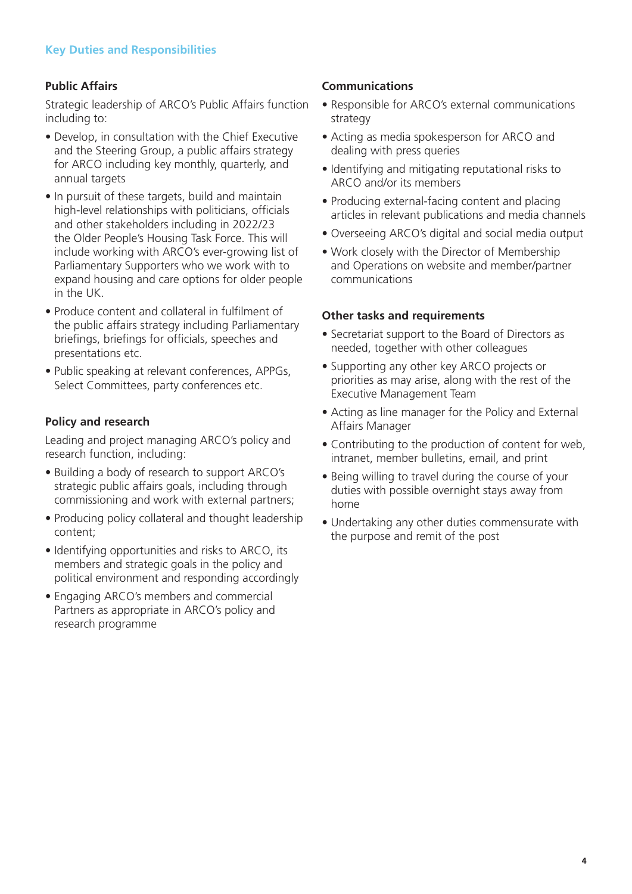## Key Duties and Responsibilities

### Public Affairs

Strategic leadership of ARCO's Public Affairs function including to:

- Develop, in consultation with the Chief Executive and the Steering Group, a public affairs strategy for ARCO including key monthly, quarterly, and annual targets
- In pursuit of these targets, build and maintain high-level relationships with politicians, officials and other stakeholders including in 2022/23 the Older People's Housing Task Force. This will include working with ARCO's ever-growing list of Parliamentary Supporters who we work with to expand housing and care options for older people in the UK.
- Produce content and collateral in fulfilment of the public affairs strategy including Parliamentary briefings, briefings for officials, speeches and presentations etc.
- Public speaking at relevant conferences, APPGs, Select Committees, party conferences etc.

### Policy and research

Leading and project managing ARCO's policy and research function, including:

- Building a body of research to support ARCO's strategic public affairs goals, including through commissioning and work with external partners;
- Producing policy collateral and thought leadership content;
- Identifying opportunities and risks to ARCO, its members and strategic goals in the policy and political environment and responding accordingly
- Engaging ARCO's members and commercial Partners as appropriate in ARCO's policy and research programme

### Communications

- Responsible for ARCO's external communications strategy
- Acting as media spokesperson for ARCO and dealing with press queries
- Identifying and mitigating reputational risks to ARCO and/or its members
- Producing external-facing content and placing articles in relevant publications and media channels
- Overseeing ARCO's digital and social media output
- Work closely with the Director of Membership and Operations on website and member/partner communications

### Other tasks and requirements

- Secretariat support to the Board of Directors as needed, together with other colleagues
- Supporting any other key ARCO projects or priorities as may arise, along with the rest of the Executive Management Team
- Acting as line manager for the Policy and External Affairs Manager
- Contributing to the production of content for web, intranet, member bulletins, email, and print
- Being willing to travel during the course of your duties with possible overnight stays away from home
- Undertaking any other duties commensurate with the purpose and remit of the post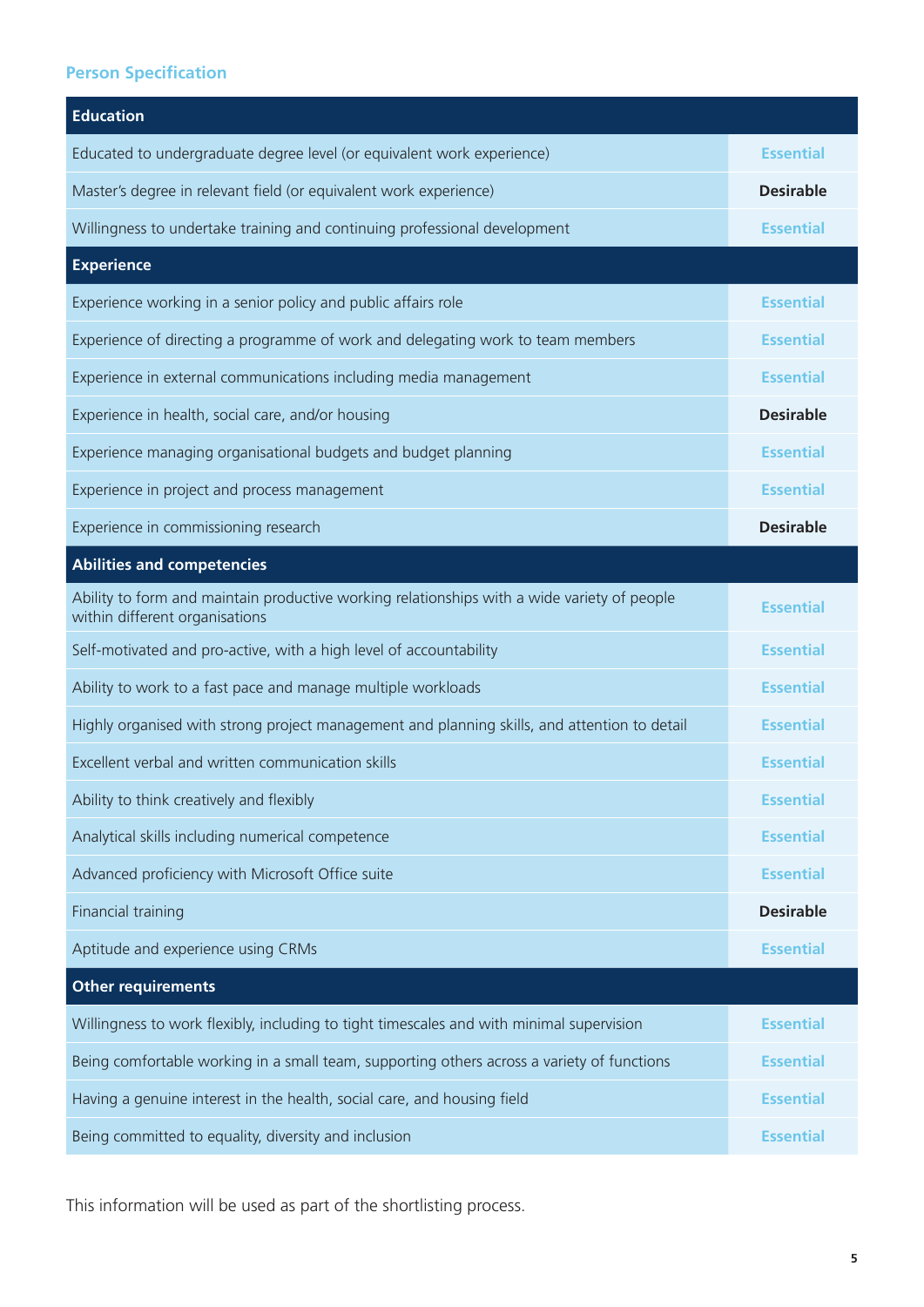## Person Specification

| Education | |
|---|---|
| Educated to undergraduate degree level (or equivalent work experience) | Essential |
| Master's degree in relevant field (or equivalent work experience) | **Desirable** |
| Willingness to undertake training and continuing professional development | Essential |
| **Experience** | |
| Experience working in a senior policy and public affairs role | Essential |
| Experience of directing a programme of work and delegating work to team members | Essential |
| Experience in external communications including media management | Essential |
| Experience in health, social care, and/or housing | **Desirable** |
| Experience managing organisational budgets and budget planning | Essential |
| Experience in project and process management | Essential |
| Experience in commissioning research | **Desirable** |
| **Abilities and competencies** | |
| Ability to form and maintain productive working relationships with a wide variety of people within different organisations | Essential |
| Self-motivated and pro-active, with a high level of accountability | Essential |
| Ability to work to a fast pace and manage multiple workloads | Essential |
| Highly organised with strong project management and planning skills, and attention to detail | Essential |
| Excellent verbal and written communication skills | Essential |
| Ability to think creatively and flexibly | Essential |
| Analytical skills including numerical competence | Essential |
| Advanced proficiency with Microsoft Office suite | Essential |
| Financial training | **Desirable** |
| Aptitude and experience using CRMs | Essential |
| **Other requirements** | |
| Willingness to work flexibly, including to tight timescales and with minimal supervision | Essential |
| Being comfortable working in a small team, supporting others across a variety of functions | Essential |
| Having a genuine interest in the health, social care, and housing field | Essential |
| Being committed to equality, diversity and inclusion | Essential |

This information will be used as part of the shortlisting process.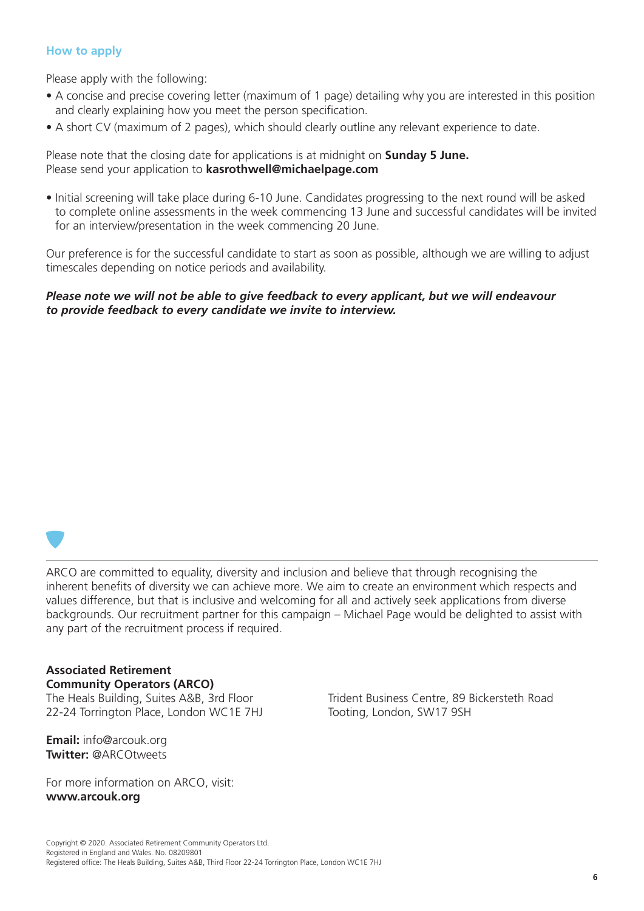### How to apply

Please apply with the following:

- A concise and precise covering letter (maximum of 1 page) detailing why you are interested in this position and clearly explaining how you meet the person specification.
- A short CV (maximum of 2 pages), which should clearly outline any relevant experience to date.

Please note that the closing date for applications is at midnight on **Sunday 5 June.**
Please send your application to **kasrothwell@michaelpage.com**

- Initial screening will take place during 6-10 June. Candidates progressing to the next round will be asked to complete online assessments in the week commencing 13 June and successful candidates will be invited for an interview/presentation in the week commencing 20 June.

Our preference is for the successful candidate to start as soon as possible, although we are willing to adjust timescales depending on notice periods and availability.

***Please note we will not be able to give feedback to every applicant, but we will endeavour to provide feedback to every candidate we invite to interview.***

---

ARCO are committed to equality, diversity and inclusion and believe that through recognising the inherent benefits of diversity we can achieve more. We aim to create an environment which respects and values difference, but that is inclusive and welcoming for all and actively seek applications from diverse backgrounds. Our recruitment partner for this campaign – Michael Page would be delighted to assist with any part of the recruitment process if required.

**Associated Retirement Community Operators (ARCO)**
The Heals Building, Suites A&B, 3rd Floor
22-24 Torrington Place, London WC1E 7HJ

Trident Business Centre, 89 Bickersteth Road
Tooting, London, SW17 9SH

**Email:** info@arcouk.org
**Twitter:** @ARCOtweets

For more information on ARCO, visit:
**www.arcouk.org**

Copyright © 2020. Associated Retirement Community Operators Ltd.
Registered in England and Wales. No. 08209801
Registered office: The Heals Building, Suites A&B, Third Floor 22-24 Torrington Place, London WC1E 7HJ